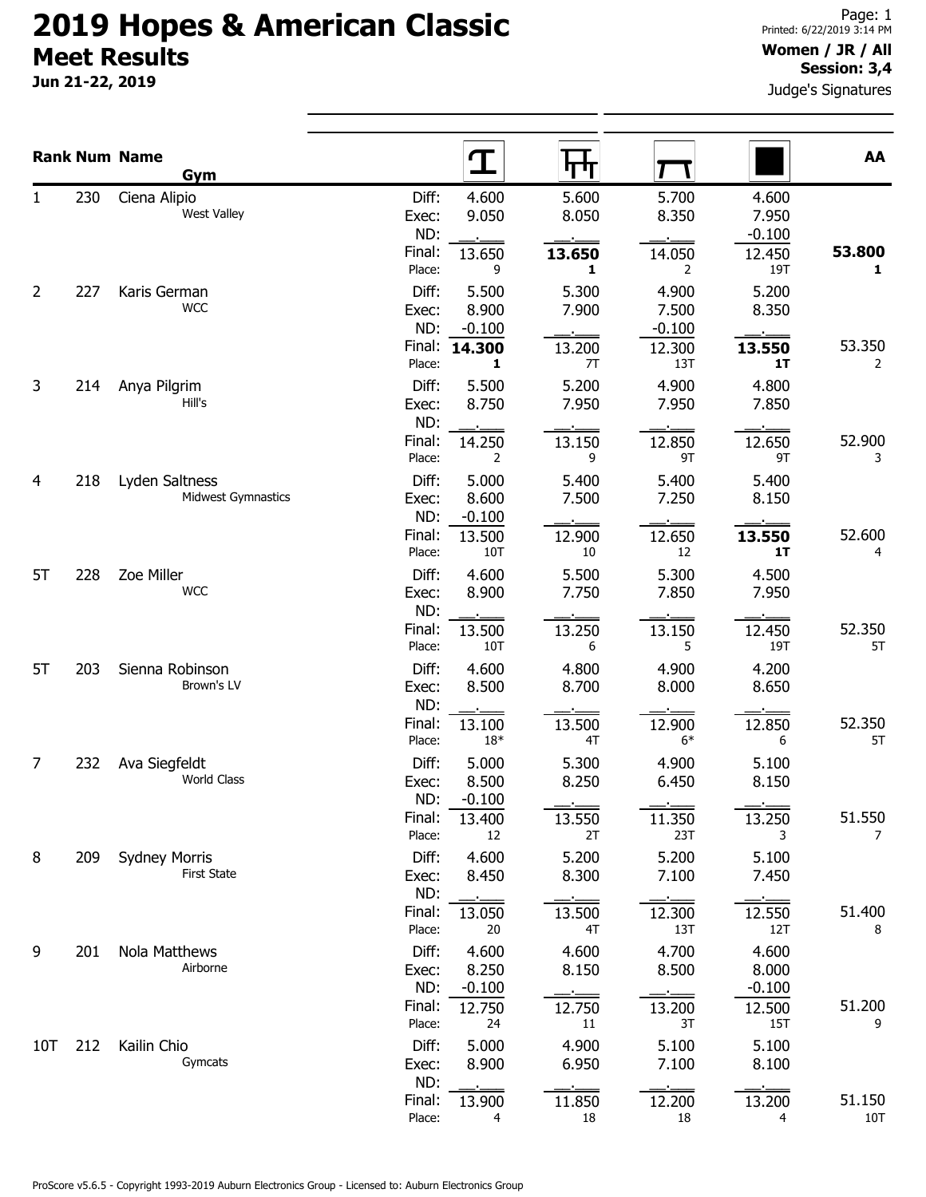# 2019 Hopes & American Classic

## Meet Results

**Jun 21-22, 2019**

**Women / JR / All**
**Session: 3,4**

Judge's Signatures

| Rank | Num | Name / Gym | | Vault | Uneven Bars | Balance Beam | Floor | AA |
|---|---|---|---|---|---|---|---|---|
| 1 | 230 | Ciena Alipio<br>West Valley | Diff: | 4.600 | 5.600 | 5.700 | 4.600 | |
| | | | Exec: | 9.050 | 8.050 | 8.350 | 7.950 | |
| | | | ND: | __.___ | __.___ | __.___ | -0.100 | |
| | | | Final: | 13.650 | **13.650** | 14.050 | 12.450 | **53.800** |
| | | | Place: | 9 | **1** | 2 | 19T | **1** |
| 2 | 227 | Karis German<br>WCC | Diff: | 5.500 | 5.300 | 4.900 | 5.200 | |
| | | | Exec: | 8.900 | 7.900 | 7.500 | 8.350 | |
| | | | ND: | -0.100 | __.___ | -0.100 | __.___ | |
| | | | Final: | **14.300** | 13.200 | 12.300 | **13.550** | 53.350 |
| | | | Place: | **1** | 7T | 13T | **1T** | 2 |
| 3 | 214 | Anya Pilgrim<br>Hill's | Diff: | 5.500 | 5.200 | 4.900 | 4.800 | |
| | | | Exec: | 8.750 | 7.950 | 7.950 | 7.850 | |
| | | | ND: | __.___ | __.___ | __.___ | __.___ | |
| | | | Final: | 14.250 | 13.150 | 12.850 | 12.650 | 52.900 |
| | | | Place: | 2 | 9 | 9T | 9T | 3 |
| 4 | 218 | Lyden Saltness<br>Midwest Gymnastics | Diff: | 5.000 | 5.400 | 5.400 | 5.400 | |
| | | | Exec: | 8.600 | 7.500 | 7.250 | 8.150 | |
| | | | ND: | -0.100 | __.___ | __.___ | __.___ | |
| | | | Final: | 13.500 | 12.900 | 12.650 | **13.550** | 52.600 |
| | | | Place: | 10T | 10 | 12 | **1T** | 4 |
| 5T | 228 | Zoe Miller<br>WCC | Diff: | 4.600 | 5.500 | 5.300 | 4.500 | |
| | | | Exec: | 8.900 | 7.750 | 7.850 | 7.950 | |
| | | | ND: | __.___ | __.___ | __.___ | __.___ | |
| | | | Final: | 13.500 | 13.250 | 13.150 | 12.450 | 52.350 |
| | | | Place: | 10T | 6 | 5 | 19T | 5T |
| 5T | 203 | Sienna Robinson<br>Brown's LV | Diff: | 4.600 | 4.800 | 4.900 | 4.200 | |
| | | | Exec: | 8.500 | 8.700 | 8.000 | 8.650 | |
| | | | ND: | __.___ | __.___ | __.___ | __.___ | |
| | | | Final: | 13.100 | 13.500 | 12.900 | 12.850 | 52.350 |
| | | | Place: | 18* | 4T | 6* | 6 | 5T |
| 7 | 232 | Ava Siegfeldt<br>World Class | Diff: | 5.000 | 5.300 | 4.900 | 5.100 | |
| | | | Exec: | 8.500 | 8.250 | 6.450 | 8.150 | |
| | | | ND: | -0.100 | __.___ | __.___ | __.___ | |
| | | | Final: | 13.400 | 13.550 | 11.350 | 13.250 | 51.550 |
| | | | Place: | 12 | 2T | 23T | 3 | 7 |
| 8 | 209 | Sydney Morris<br>First State | Diff: | 4.600 | 5.200 | 5.200 | 5.100 | |
| | | | Exec: | 8.450 | 8.300 | 7.100 | 7.450 | |
| | | | ND: | __.___ | __.___ | __.___ | __.___ | |
| | | | Final: | 13.050 | 13.500 | 12.300 | 12.550 | 51.400 |
| | | | Place: | 20 | 4T | 13T | 12T | 8 |
| 9 | 201 | Nola Matthews<br>Airborne | Diff: | 4.600 | 4.600 | 4.700 | 4.600 | |
| | | | Exec: | 8.250 | 8.150 | 8.500 | 8.000 | |
| | | | ND: | -0.100 | __.___ | __.___ | -0.100 | |
| | | | Final: | 12.750 | 12.750 | 13.200 | 12.500 | 51.200 |
| | | | Place: | 24 | 11 | 3T | 15T | 9 |
| 10T | 212 | Kailin Chio<br>Gymcats | Diff: | 5.000 | 4.900 | 5.100 | 5.100 | |
| | | | Exec: | 8.900 | 6.950 | 7.100 | 8.100 | |
| | | | ND: | __.___ | __.___ | __.___ | __.___ | |
| | | | Final: | 13.900 | 11.850 | 12.200 | 13.200 | 51.150 |
| | | | Place: | 4 | 18 | 18 | 4 | 10T |

ProScore v5.6.5 - Copyright 1993-2019 Auburn Electronics Group - Licensed to: Auburn Electronics Group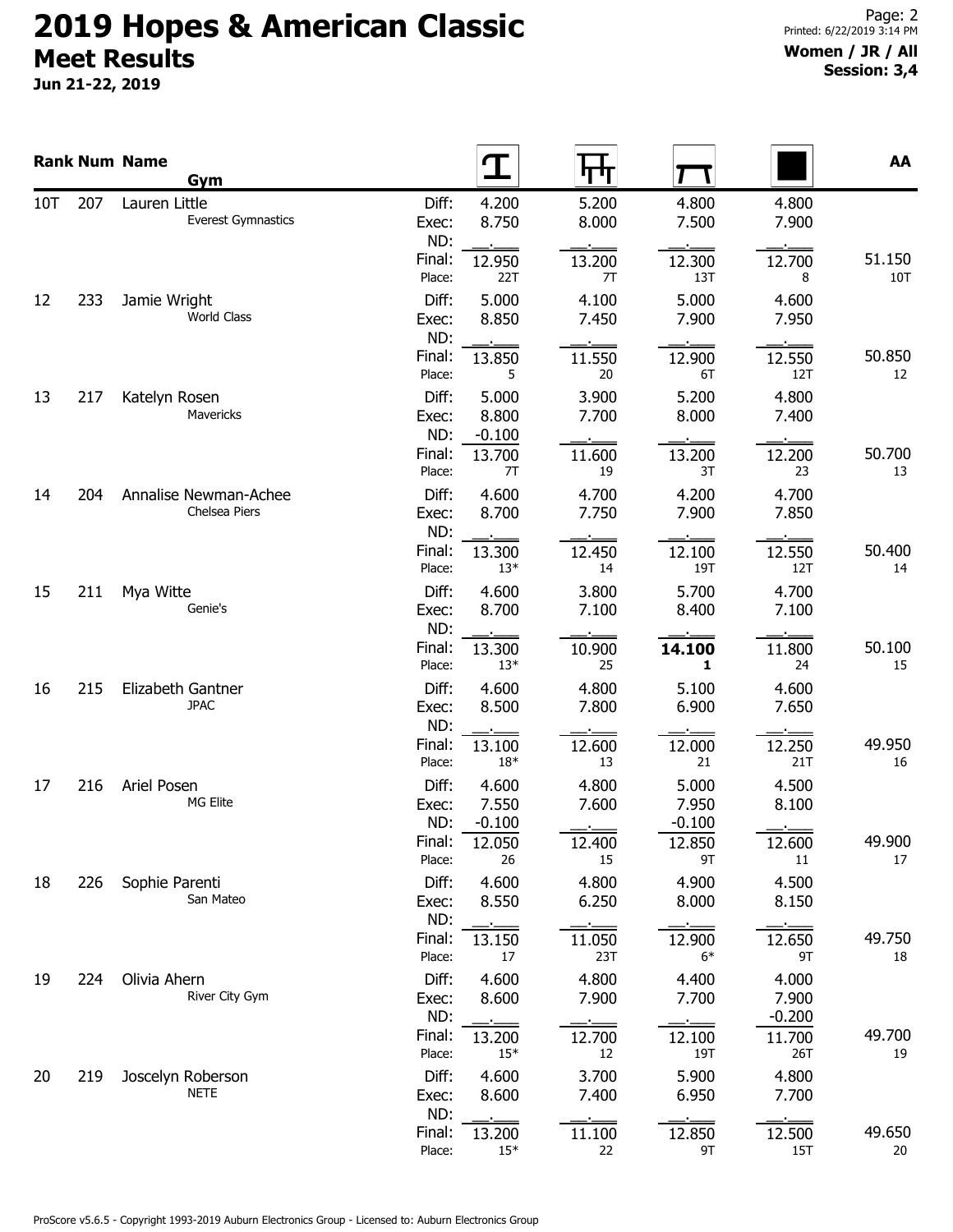# 2019 Hopes & American Classic

## Meet Results

Jun 21-22, 2019

**Women / JR / All**
**Session: 3,4**

| Rank | Num | Name / Gym | | Vault | Bars | Beam | Floor | AA |
|---|---|---|---|---|---|---|---|---|
| 10T | 207 | Lauren Little | Diff: | 4.200 | 5.200 | 4.800 | 4.800 | |
| | | Everest Gymnastics | Exec: | 8.750 | 8.000 | 7.500 | 7.900 | |
| | | | ND: | | | | | |
| | | | Final: | 12.950 | 13.200 | 12.300 | 12.700 | 51.150 |
| | | | Place: | 22T | 7T | 13T | 8 | 10T |
| 12 | 233 | Jamie Wright | Diff: | 5.000 | 4.100 | 5.000 | 4.600 | |
| | | World Class | Exec: | 8.850 | 7.450 | 7.900 | 7.950 | |
| | | | ND: | | | | | |
| | | | Final: | 13.850 | 11.550 | 12.900 | 12.550 | 50.850 |
| | | | Place: | 5 | 20 | 6T | 12T | 12 |
| 13 | 217 | Katelyn Rosen | Diff: | 5.000 | 3.900 | 5.200 | 4.800 | |
| | | Mavericks | Exec: | 8.800 | 7.700 | 8.000 | 7.400 | |
| | | | ND: | -0.100 | | | | |
| | | | Final: | 13.700 | 11.600 | 13.200 | 12.200 | 50.700 |
| | | | Place: | 7T | 19 | 3T | 23 | 13 |
| 14 | 204 | Annalise Newman-Achee | Diff: | 4.600 | 4.700 | 4.200 | 4.700 | |
| | | Chelsea Piers | Exec: | 8.700 | 7.750 | 7.900 | 7.850 | |
| | | | ND: | | | | | |
| | | | Final: | 13.300 | 12.450 | 12.100 | 12.550 | 50.400 |
| | | | Place: | 13* | 14 | 19T | 12T | 14 |
| 15 | 211 | Mya Witte | Diff: | 4.600 | 3.800 | 5.700 | 4.700 | |
| | | Genie's | Exec: | 8.700 | 7.100 | 8.400 | 7.100 | |
| | | | ND: | | | | | |
| | | | Final: | 13.300 | 10.900 | **14.100** | 11.800 | 50.100 |
| | | | Place: | 13* | 25 | **1** | 24 | 15 |
| 16 | 215 | Elizabeth Gantner | Diff: | 4.600 | 4.800 | 5.100 | 4.600 | |
| | | JPAC | Exec: | 8.500 | 7.800 | 6.900 | 7.650 | |
| | | | ND: | | | | | |
| | | | Final: | 13.100 | 12.600 | 12.000 | 12.250 | 49.950 |
| | | | Place: | 18* | 13 | 21 | 21T | 16 |
| 17 | 216 | Ariel Posen | Diff: | 4.600 | 4.800 | 5.000 | 4.500 | |
| | | MG Elite | Exec: | 7.550 | 7.600 | 7.950 | 8.100 | |
| | | | ND: | -0.100 | | -0.100 | | |
| | | | Final: | 12.050 | 12.400 | 12.850 | 12.600 | 49.900 |
| | | | Place: | 26 | 15 | 9T | 11 | 17 |
| 18 | 226 | Sophie Parenti | Diff: | 4.600 | 4.800 | 4.900 | 4.500 | |
| | | San Mateo | Exec: | 8.550 | 6.250 | 8.000 | 8.150 | |
| | | | ND: | | | | | |
| | | | Final: | 13.150 | 11.050 | 12.900 | 12.650 | 49.750 |
| | | | Place: | 17 | 23T | 6* | 9T | 18 |
| 19 | 224 | Olivia Ahern | Diff: | 4.600 | 4.800 | 4.400 | 4.000 | |
| | | River City Gym | Exec: | 8.600 | 7.900 | 7.700 | 7.900 | |
| | | | ND: | | | | -0.200 | |
| | | | Final: | 13.200 | 12.700 | 12.100 | 11.700 | 49.700 |
| | | | Place: | 15* | 12 | 19T | 26T | 19 |
| 20 | 219 | Joscelyn Roberson | Diff: | 4.600 | 3.700 | 5.900 | 4.800 | |
| | | NETE | Exec: | 8.600 | 7.400 | 6.950 | 7.700 | |
| | | | ND: | | | | | |
| | | | Final: | 13.200 | 11.100 | 12.850 | 12.500 | 49.650 |
| | | | Place: | 15* | 22 | 9T | 15T | 20 |

ProScore v5.6.5 - Copyright 1993-2019 Auburn Electronics Group - Licensed to: Auburn Electronics Group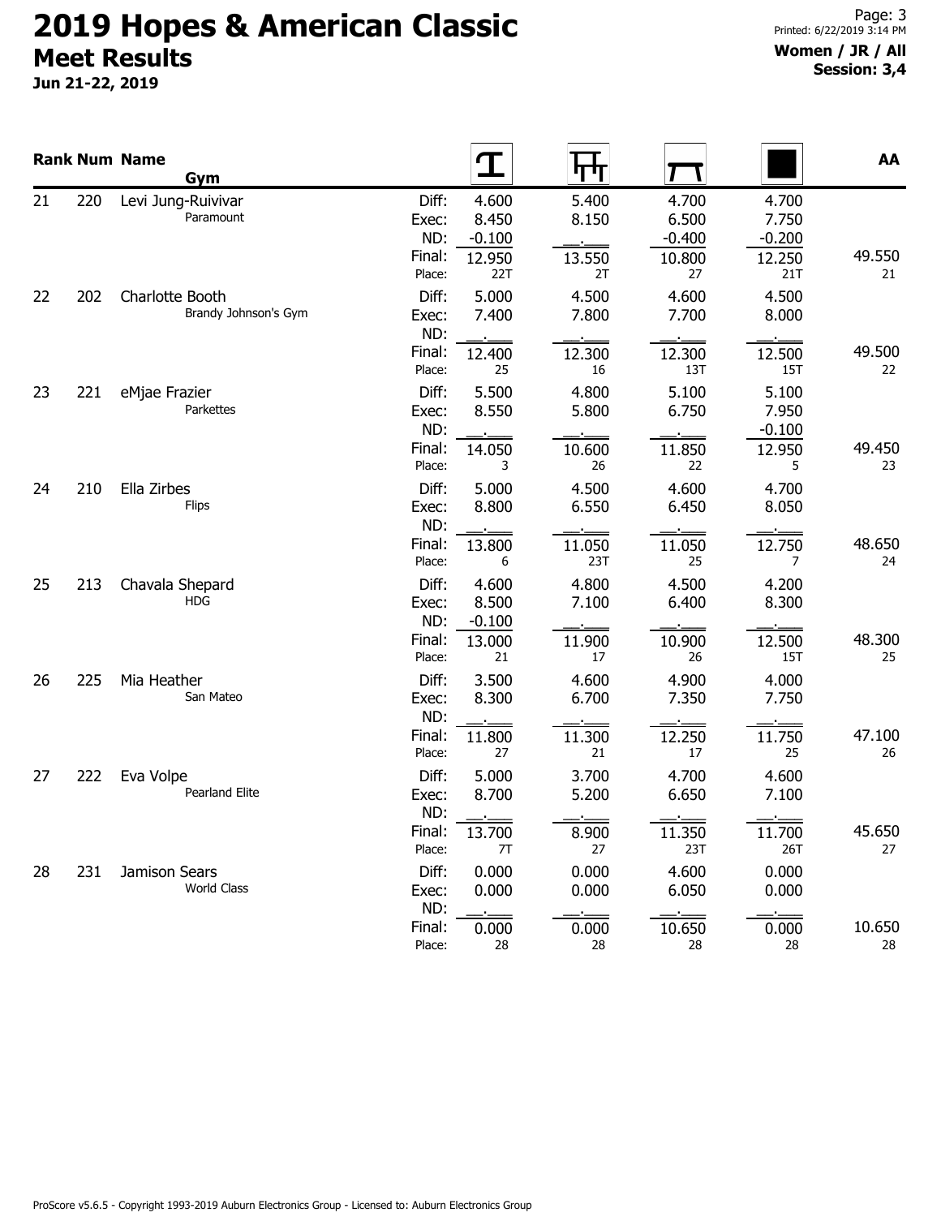# 2019 Hopes & American Classic

## Meet Results

**Jun 21-22, 2019**

**Women / JR / All**
**Session: 3,4**

| Rank | Num | Name / Gym | | Vault | Bars | Beam | Floor | AA |
|---|---|---|---|---|---|---|---|---|
| 21 | 220 | Levi Jung-Ruivivar | Diff: | 4.600 | 5.400 | 4.700 | 4.700 | |
| | | Paramount | Exec: | 8.450 | 8.150 | 6.500 | 7.750 | |
| | | | ND: | -0.100 | __.___ | -0.400 | -0.200 | |
| | | | Final: | 12.950 | 13.550 | 10.800 | 12.250 | 49.550 |
| | | | Place: | 22T | 2T | 27 | 21T | 21 |
| 22 | 202 | Charlotte Booth | Diff: | 5.000 | 4.500 | 4.600 | 4.500 | |
| | | Brandy Johnson's Gym | Exec: | 7.400 | 7.800 | 7.700 | 8.000 | |
| | | | ND: | __.___ | __.___ | __.___ | __.___ | |
| | | | Final: | 12.400 | 12.300 | 12.300 | 12.500 | 49.500 |
| | | | Place: | 25 | 16 | 13T | 15T | 22 |
| 23 | 221 | eMjae Frazier | Diff: | 5.500 | 4.800 | 5.100 | 5.100 | |
| | | Parkettes | Exec: | 8.550 | 5.800 | 6.750 | 7.950 | |
| | | | ND: | __.___ | __.___ | __.___ | -0.100 | |
| | | | Final: | 14.050 | 10.600 | 11.850 | 12.950 | 49.450 |
| | | | Place: | 3 | 26 | 22 | 5 | 23 |
| 24 | 210 | Ella Zirbes | Diff: | 5.000 | 4.500 | 4.600 | 4.700 | |
| | | Flips | Exec: | 8.800 | 6.550 | 6.450 | 8.050 | |
| | | | ND: | __.___ | __.___ | __.___ | __.___ | |
| | | | Final: | 13.800 | 11.050 | 11.050 | 12.750 | 48.650 |
| | | | Place: | 6 | 23T | 25 | 7 | 24 |
| 25 | 213 | Chavala Shepard | Diff: | 4.600 | 4.800 | 4.500 | 4.200 | |
| | | HDG | Exec: | 8.500 | 7.100 | 6.400 | 8.300 | |
| | | | ND: | -0.100 | __.___ | __.___ | __.___ | |
| | | | Final: | 13.000 | 11.900 | 10.900 | 12.500 | 48.300 |
| | | | Place: | 21 | 17 | 26 | 15T | 25 |
| 26 | 225 | Mia Heather | Diff: | 3.500 | 4.600 | 4.900 | 4.000 | |
| | | San Mateo | Exec: | 8.300 | 6.700 | 7.350 | 7.750 | |
| | | | ND: | __.___ | __.___ | __.___ | __.___ | |
| | | | Final: | 11.800 | 11.300 | 12.250 | 11.750 | 47.100 |
| | | | Place: | 27 | 21 | 17 | 25 | 26 |
| 27 | 222 | Eva Volpe | Diff: | 5.000 | 3.700 | 4.700 | 4.600 | |
| | | Pearland Elite | Exec: | 8.700 | 5.200 | 6.650 | 7.100 | |
| | | | ND: | __.___ | __.___ | __.___ | __.___ | |
| | | | Final: | 13.700 | 8.900 | 11.350 | 11.700 | 45.650 |
| | | | Place: | 7T | 27 | 23T | 26T | 27 |
| 28 | 231 | Jamison Sears | Diff: | 0.000 | 0.000 | 4.600 | 0.000 | |
| | | World Class | Exec: | 0.000 | 0.000 | 6.050 | 0.000 | |
| | | | ND: | __.___ | __.___ | __.___ | __.___ | |
| | | | Final: | 0.000 | 0.000 | 10.650 | 0.000 | 10.650 |
| | | | Place: | 28 | 28 | 28 | 28 | 28 |

ProScore v5.6.5 - Copyright 1993-2019 Auburn Electronics Group - Licensed to: Auburn Electronics Group